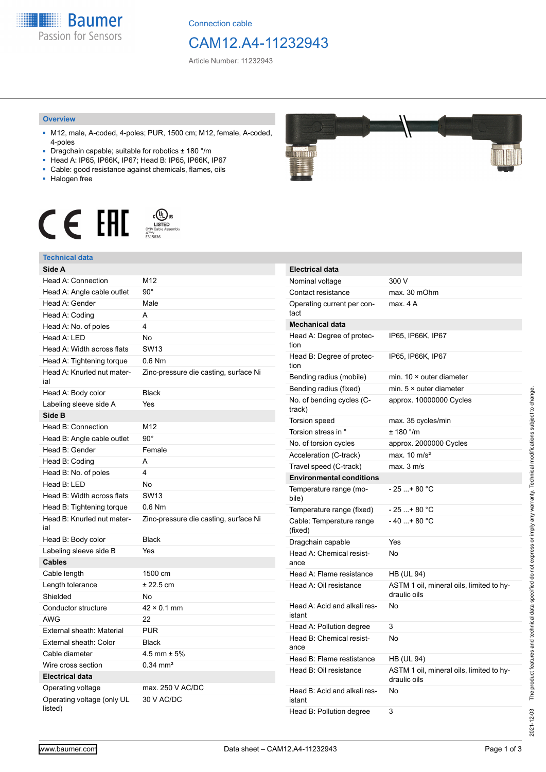Connection cable

# CAM12.A4-11232943

Article Number: 11232943

## Overview

- M12, male, A-coded, 4-poles; PUR, 1500 cm; M12, female, A-coded, 4-poles
- Dragchain capable; suitable for robotics ± 180 °/m
- Head A: IP65, IP66K, IP67; Head B: IP65, IP66K, IP67
- Cable: good resistance against chemicals, flames, oils
- Halogen free

LISTED CYJV Cable Assembly 47YV E315836

## Technical data

| **Side A** | |
|---|---|
| Head A: Connection | M12 |
| Head A: Angle cable outlet | 90° |
| Head A: Gender | Male |
| Head A: Coding | A |
| Head A: No. of poles | 4 |
| Head A: LED | No |
| Head A: Width across flats | SW13 |
| Head A: Tightening torque | 0.6 Nm |
| Head A: Knurled nut material | Zinc-pressure die casting, surface Ni |
| Head A: Body color | Black |
| Labeling sleeve side A | Yes |
| **Side B** | |
| Head B: Connection | M12 |
| Head B: Angle cable outlet | 90° |
| Head B: Gender | Female |
| Head B: Coding | A |
| Head B: No. of poles | 4 |
| Head B: LED | No |
| Head B: Width across flats | SW13 |
| Head B: Tightening torque | 0.6 Nm |
| Head B: Knurled nut material | Zinc-pressure die casting, surface Ni |
| Head B: Body color | Black |
| Labeling sleeve side B | Yes |
| **Cables** | |
| Cable length | 1500 cm |
| Length tolerance | ± 22.5 cm |
| Shielded | No |
| Conductor structure | 42 × 0.1 mm |
| AWG | 22 |
| External sheath: Material | PUR |
| External sheath: Color | Black |
| Cable diameter | 4.5 mm ± 5% |
| Wire cross section | 0.34 mm² |
| **Electrical data** | |
| Operating voltage | max. 250 V AC/DC |
| Operating voltage (only UL listed) | 30 V AC/DC |

| **Electrical data** | |
|---|---|
| Nominal voltage | 300 V |
| Contact resistance | max. 30 mOhm |
| Operating current per contact | max. 4 A |
| **Mechanical data** | |
| Head A: Degree of protection | IP65, IP66K, IP67 |
| Head B: Degree of protection | IP65, IP66K, IP67 |
| Bending radius (mobile) | min. 10 × outer diameter |
| Bending radius (fixed) | min. 5 × outer diameter |
| No. of bending cycles (C-track) | approx. 10000000 Cycles |
| Torsion speed | max. 35 cycles/min |
| Torsion stress in ° | ± 180 °/m |
| No. of torsion cycles | approx. 2000000 Cycles |
| Acceleration (C-track) | max. 10 m/s² |
| Travel speed (C-track) | max. 3 m/s |
| **Environmental conditions** | |
| Temperature range (mobile) | - 25 ...+ 80 °C |
| Temperature range (fixed) | - 25 ...+ 80 °C |
| Cable: Temperature range (fixed) | - 40 ...+ 80 °C |
| Dragchain capable | Yes |
| Head A: Chemical resistance | No |
| Head A: Flame resistance | HB (UL 94) |
| Head A: Oil resistance | ASTM 1 oil, mineral oils, limited to hydraulic oils |
| Head A: Acid and alkali resistant | No |
| Head A: Pollution degree | 3 |
| Head B: Chemical resistance | No |
| Head B: Flame resistance | HB (UL 94) |
| Head B: Oil resistance | ASTM 1 oil, mineral oils, limited to hydraulic oils |
| Head B: Acid and alkali resistant | No |
| Head B: Pollution degree | 3 |

2021-12-03 The product features and technical data specified do not express or imply any warranty. Technical modifications subject to change.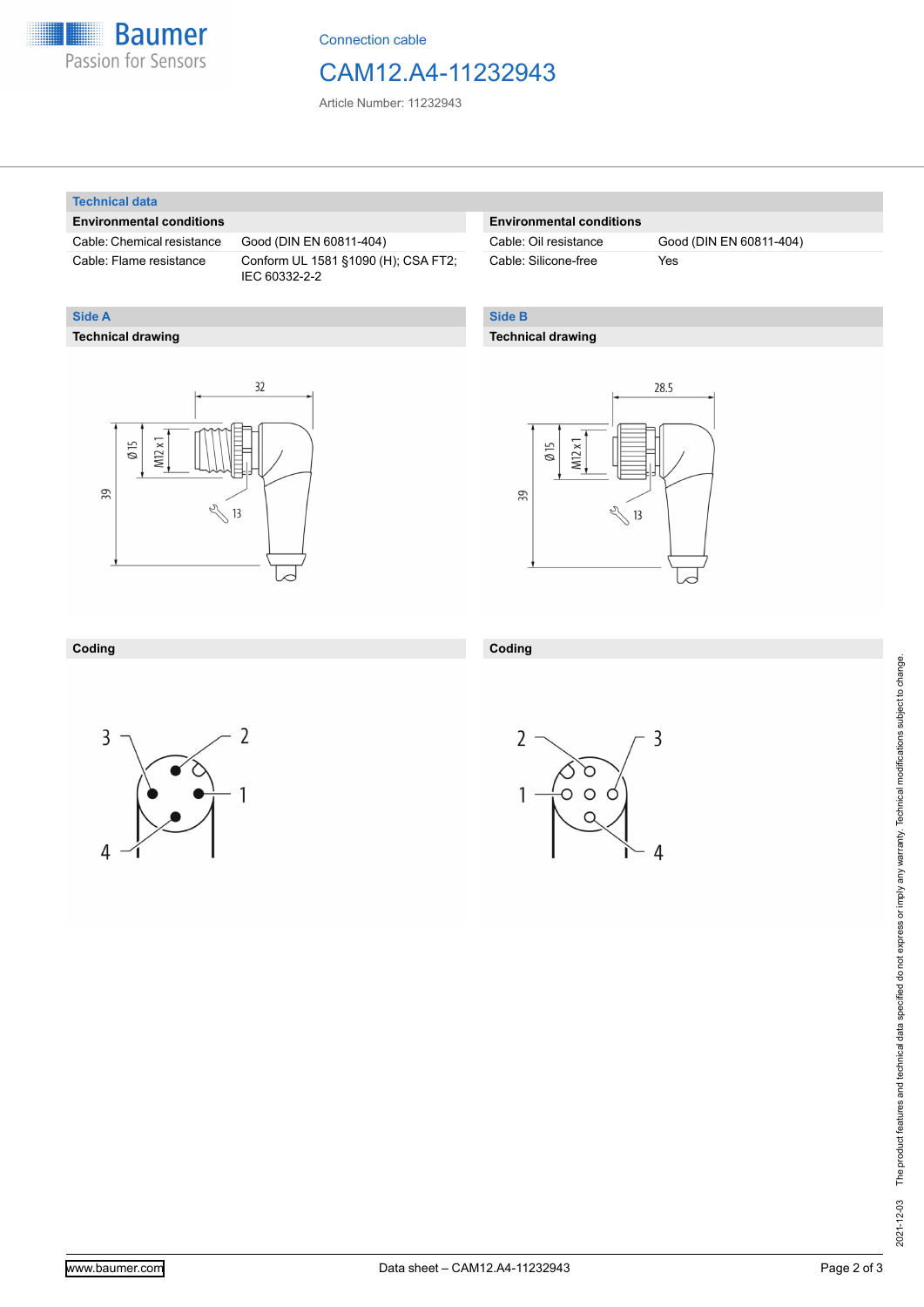## Technical data

### Environmental conditions

| Environmental conditions | |
|---|---|
| Cable: Chemical resistance | Good (DIN EN 60811-404) |
| Cable: Flame resistance | Conform UL 1581 §1090 (H); CSA FT2; IEC 60332-2-2 |
| Cable: Oil resistance | Good (DIN EN 60811-404) |
| Cable: Silicone-free | Yes |

## Side A

### Technical drawing

32

Ø 15

M12 x 1

39

13

### Coding

3, 2, 1, 4

## Side B

### Technical drawing

28.5

Ø 15

M12 x 1

39

13

### Coding

2, 3, 1, 4

2021-12-03 The product features and technical data specified do not express or imply any warranty. Technical modifications subject to change.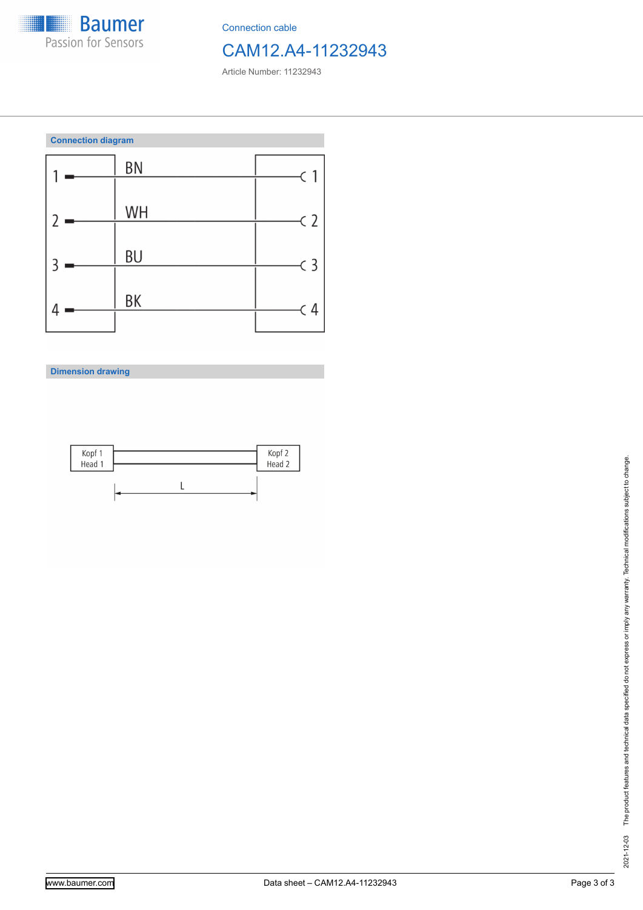Connection cable

# CAM12.A4-11232943

Article Number: 11232943

## Connection diagram

1 BN 1

2 WH 2

3 BU 3

4 BK 4

## Dimension drawing

Kopf 1
Head 1

Kopf 2
Head 2

L

2021-12-03 The product features and technical data specified do not express or imply any warranty. Technical modifications subject to change.